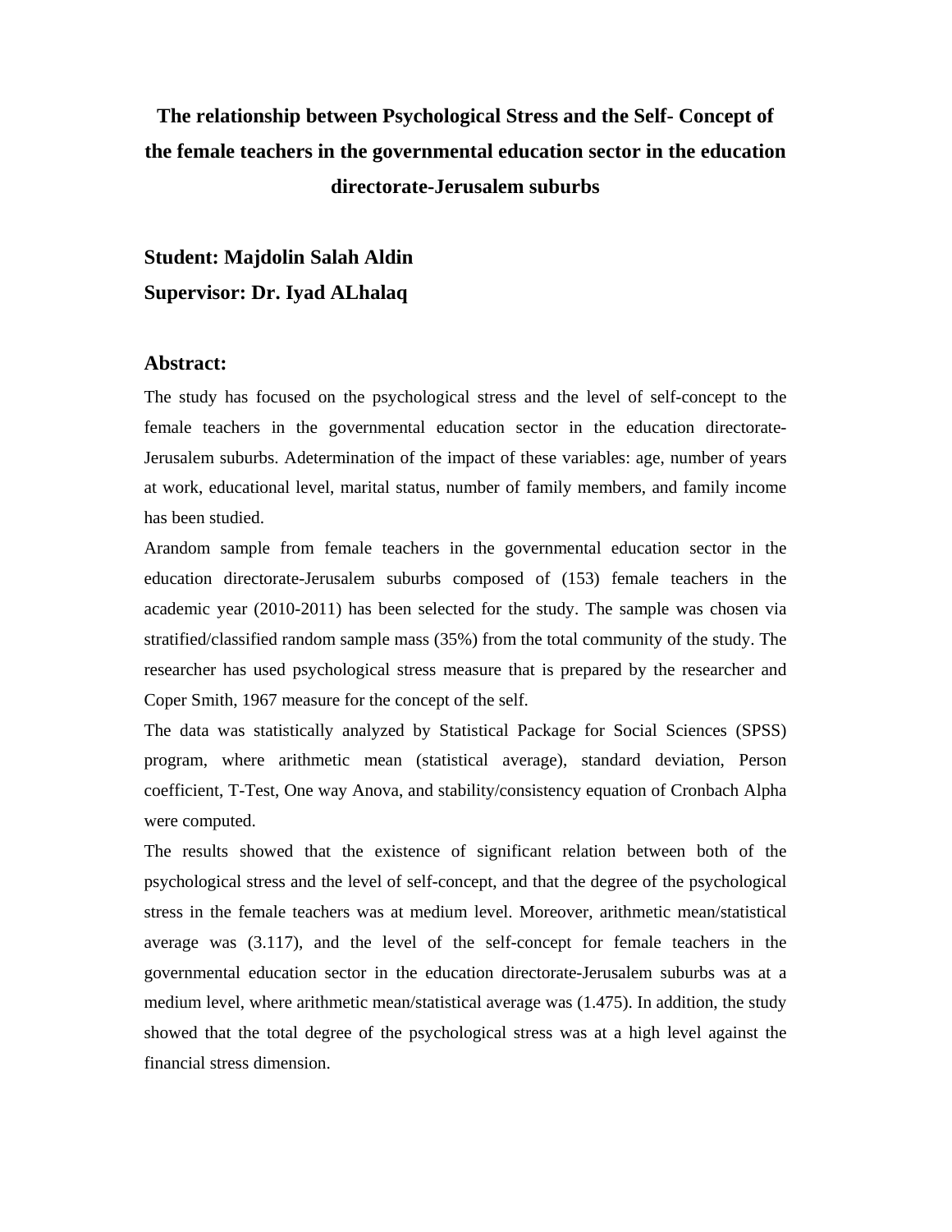# The relationship between Psychological Stress and the Self- Concept of the female teachers in the governmental education sector in the education directorate-Jerusalem suburbs

**Student: Majdolin Salah Aldin**

**Supervisor: Dr. Iyad ALhalaq**

## Abstract:

The study has focused on the psychological stress and the level of self-concept to the female teachers in the governmental education sector in the education directorate-Jerusalem suburbs. Adetermination of the impact of these variables: age, number of years at work, educational level, marital status, number of family members, and family income has been studied.

Arandom sample from female teachers in the governmental education sector in the education directorate-Jerusalem suburbs composed of (153) female teachers in the academic year (2010-2011) has been selected for the study. The sample was chosen via stratified/classified random sample mass (35%) from the total community of the study. The researcher has used psychological stress measure that is prepared by the researcher and Coper Smith, 1967 measure for the concept of the self.

The data was statistically analyzed by Statistical Package for Social Sciences (SPSS) program, where arithmetic mean (statistical average), standard deviation, Person coefficient, T-Test, One way Anova, and stability/consistency equation of Cronbach Alpha were computed.

The results showed that the existence of significant relation between both of the psychological stress and the level of self-concept, and that the degree of the psychological stress in the female teachers was at medium level. Moreover, arithmetic mean/statistical average was (3.117), and the level of the self-concept for female teachers in the governmental education sector in the education directorate-Jerusalem suburbs was at a medium level, where arithmetic mean/statistical average was (1.475). In addition, the study showed that the total degree of the psychological stress was at a high level against the financial stress dimension.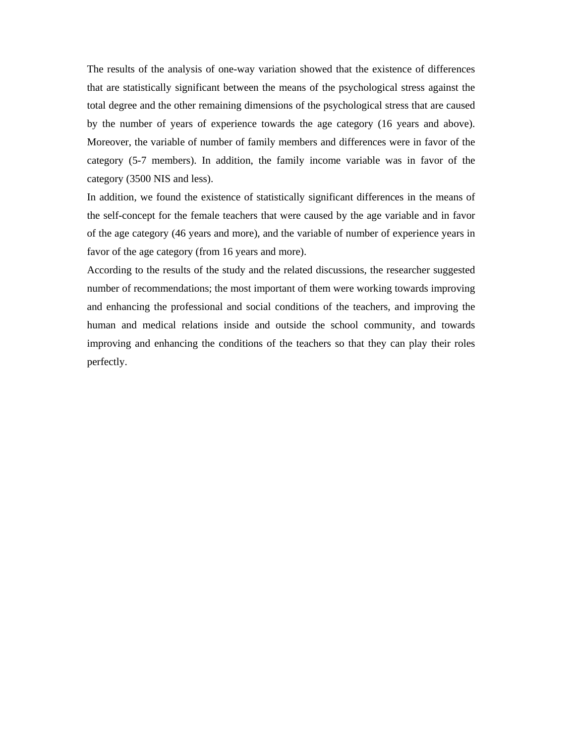The results of the analysis of one-way variation showed that the existence of differences that are statistically significant between the means of the psychological stress against the total degree and the other remaining dimensions of the psychological stress that are caused by the number of years of experience towards the age category (16 years and above). Moreover, the variable of number of family members and differences were in favor of the category (5-7 members). In addition, the family income variable was in favor of the category (3500 NIS and less).

In addition, we found the existence of statistically significant differences in the means of the self-concept for the female teachers that were caused by the age variable and in favor of the age category (46 years and more), and the variable of number of experience years in favor of the age category (from 16 years and more).

According to the results of the study and the related discussions, the researcher suggested number of recommendations; the most important of them were working towards improving and enhancing the professional and social conditions of the teachers, and improving the human and medical relations inside and outside the school community, and towards improving and enhancing the conditions of the teachers so that they can play their roles perfectly.